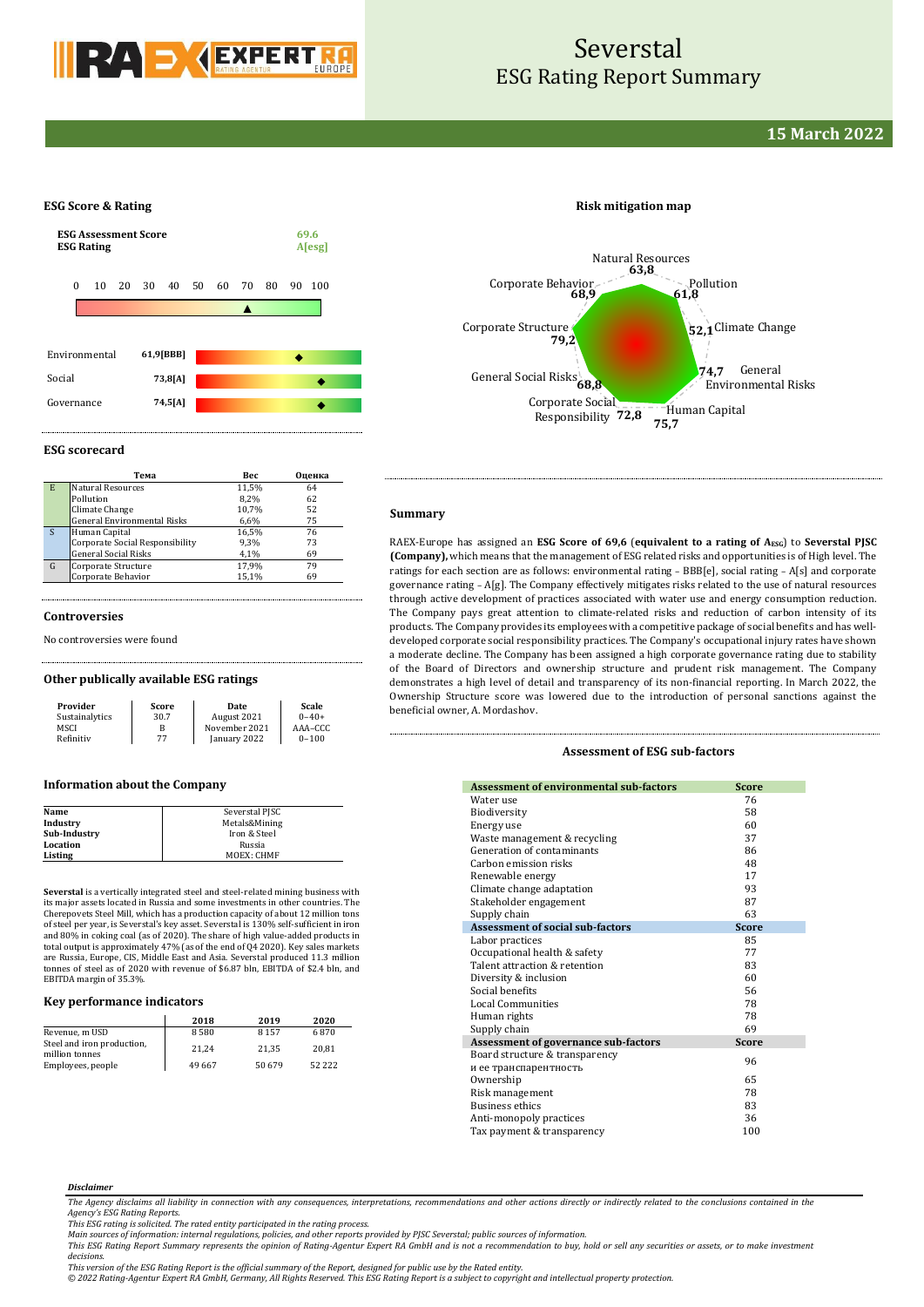# Severstal
## ESG Rating Report Summary

**15 March 2022**

### ESG Score & Rating

**ESG Assessment Score** 69.6
**ESG Rating** A[esg]

0 10 20 30 40 50 60 70 80 90 100

| | |
|---|---|
| Environmental | 61,9[BBB] |
| Social | 73,8[A] |
| Governance | 74,5[A] |

### Risk mitigation map

| Factor | Score |
|---|---|
| Natural Resources | 63,8 |
| Pollution | 61,8 |
| Climate Change | 52,1 |
| General Environmental Risks | 74,7 |
| Human Capital | 75,7 |
| Corporate Social Responsibility | 72,8 |
| General Social Risks | 68,8 |
| Corporate Structure | 79,2 |
| Corporate Behavior | 68,9 |

### ESG scorecard

| | Тема | Вес | Оценка |
|---|---|---|---|
| E | Natural Resources | 11,5% | 64 |
| | Pollution | 8,2% | 62 |
| | Climate Change | 10,7% | 52 |
| | General Environmental Risks | 6,6% | 75 |
| S | Human Capital | 16,5% | 76 |
| | Corporate Social Responsibility | 9,3% | 73 |
| | General Social Risks | 4,1% | 69 |
| G | Corporate Structure | 17,9% | 79 |
| | Corporate Behavior | 15,1% | 69 |

### Controversies

No controversies were found

### Other publically available ESG ratings

| Provider | Score | Date | Scale |
|---|---|---|---|
| Sustainalytics | 30.7 | August 2021 | 0–40+ |
| MSCI | B | November 2021 | AAA–CCC |
| Refinitiv | 77 | January 2022 | 0–100 |

### Information about the Company

| | |
|---|---|
| **Name** | Severstal PJSC |
| **Industry** | Metals&Mining |
| **Sub-Industry** | Iron & Steel |
| **Location** | Russia |
| **Listing** | MOEX: CHMF |

**Severstal** is a vertically integrated steel and steel-related mining business with its major assets located in Russia and some investments in other countries. The Cherepovets Steel Mill, which has a production capacity of about 12 million tons of steel per year, is Severstal's key asset. Severstal is 130% self-sufficient in iron and 80% in coking coal (as of 2020). The share of high value-added products in total output is approximately 47% (as of the end of Q4 2020). Key sales markets are Russia, Europe, CIS, Middle East and Asia. Severstal produced 11.3 million tonnes of steel as of 2020 with revenue of $6.87 bln, EBITDA of $2.4 bln, and EBITDA margin of 35.3%.

### Key performance indicators

| | 2018 | 2019 | 2020 |
|---|---|---|---|
| Revenue, m USD | 8 580 | 8 157 | 6 870 |
| Steel and iron production, million tonnes | 21,24 | 21,35 | 20,81 |
| Employees, people | 49 667 | 50 679 | 52 222 |

### Summary

RAEX-Europe has assigned an **ESG Score of 69,6** (**equivalent to a rating of $A_{ESG}$**) to **Severstal PJSC (Company),** which means that the management of ESG related risks and opportunities is of High level. The ratings for each section are as follows: environmental rating – BBB[e], social rating – A[s] and corporate governance rating – A[g]. The Company effectively mitigates risks related to the use of natural resources through active development of practices associated with water use and energy consumption reduction. The Company pays great attention to climate-related risks and reduction of carbon intensity of its products. The Company provides its employees with a competitive package of social benefits and has well-developed corporate social responsibility practices. The Company's occupational injury rates have shown a moderate decline. The Company has been assigned a high corporate governance rating due to stability of the Board of Directors and ownership structure and prudent risk management. The Company demonstrates a high level of detail and transparency of its non-financial reporting. In March 2022, the Ownership Structure score was lowered due to the introduction of personal sanctions against the beneficial owner, A. Mordashov.

### Assessment of ESG sub-factors

| Assessment of environmental sub-factors | Score |
|---|---|
| Water use | 76 |
| Biodiversity | 58 |
| Energy use | 60 |
| Waste management & recycling | 37 |
| Generation of contaminants | 86 |
| Carbon emission risks | 48 |
| Renewable energy | 17 |
| Climate change adaptation | 93 |
| Stakeholder engagement | 87 |
| Supply chain | 63 |
| **Assessment of social sub-factors** | **Score** |
| Labor practices | 85 |
| Occupational health & safety | 77 |
| Talent attraction & retention | 83 |
| Diversity & inclusion | 60 |
| Social benefits | 56 |
| Local Communities | 78 |
| Human rights | 78 |
| Supply chain | 69 |
| **Assessment of governance sub-factors** | **Score** |
| Board structure & transparency и ее транспарентность | 96 |
| Ownership | 65 |
| Risk management | 78 |
| Business ethics | 83 |
| Anti-monopoly practices | 36 |
| Tax payment & transparency | 100 |

**_Disclaimer_**

*The Agency disclaims all liability in connection with any consequences, interpretations, recommendations and other actions directly or indirectly related to the conclusions contained in the Agency's ESG Rating Reports.*
*This ESG rating is solicited. The rated entity participated in the rating process.*
*Main sources of information: internal regulations, policies, and other reports provided by PJSC Severstal; public sources of information.*
*This ESG Rating Report Summary represents the opinion of Rating-Agentur Expert RA GmbH and is not a recommendation to buy, hold or sell any securities or assets, or to make investment decisions.*
*This version of the ESG Rating Report is the official summary of the Report, designed for public use by the Rated entity.*
*© 2022 Rating-Agentur Expert RA GmbH, Germany, All Rights Reserved. This ESG Rating Report is a subject to copyright and intellectual property protection.*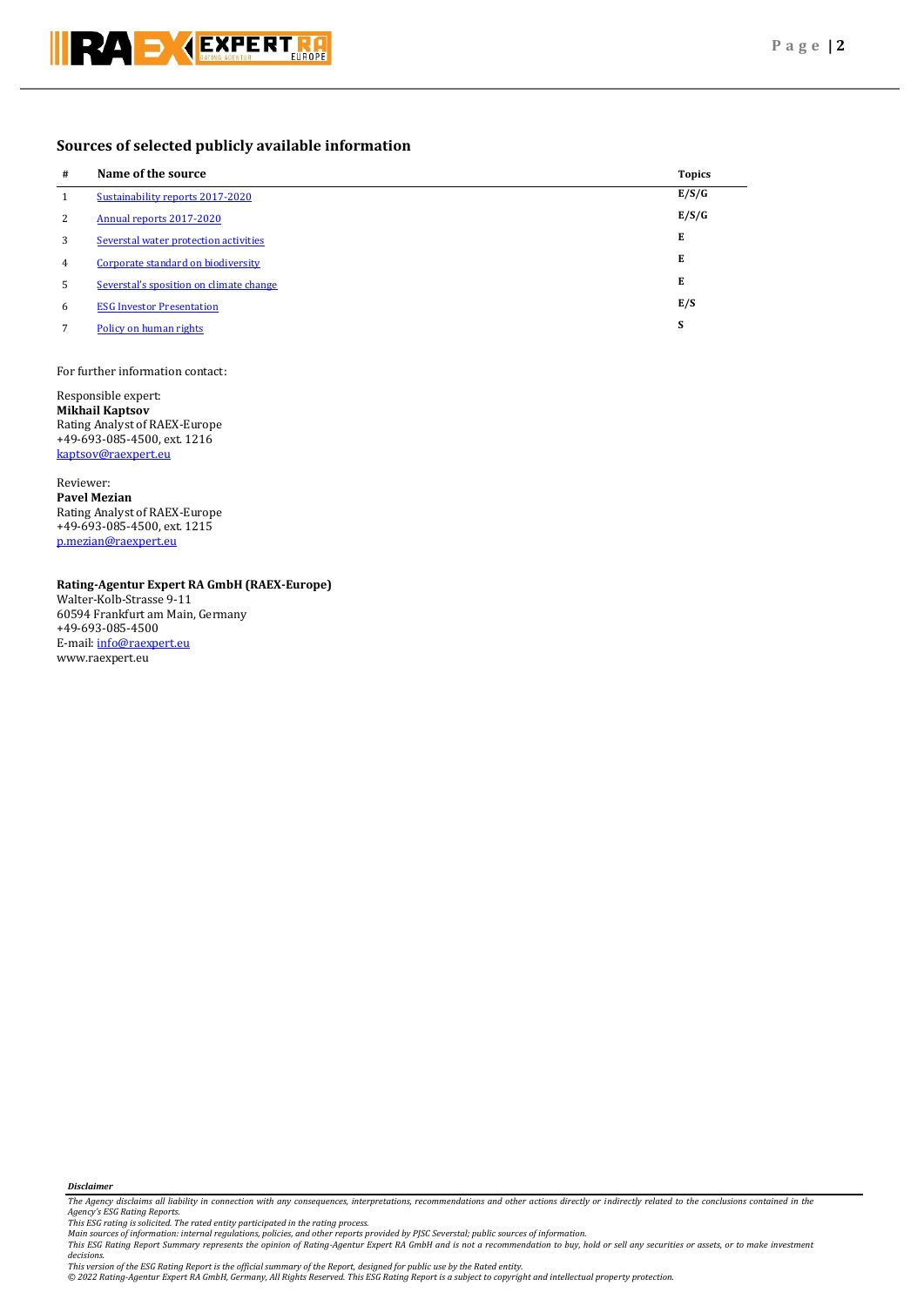## Sources of selected publicly available information

| # | Name of the source | Topics |
|---|---|---|
| 1 | Sustainability reports 2017-2020 | E/S/G |
| 2 | Annual reports 2017-2020 | E/S/G |
| 3 | Severstal water protection activities | E |
| 4 | Corporate standard on biodiversity | E |
| 5 | Severstal's sposition on climate change | E |
| 6 | ESG Investor Presentation | E/S |
| 7 | Policy on human rights | S |

For further information contact:

Responsible expert:
**Mikhail Kaptsov**
Rating Analyst of RAEX-Europe
+49-693-085-4500, ext. 1216
kaptsov@raexpert.eu

Reviewer:
**Pavel Mezian**
Rating Analyst of RAEX-Europe
+49-693-085-4500, ext. 1215
p.mezian@raexpert.eu

**Rating-Agentur Expert RA GmbH (RAEX-Europe)**
Walter-Kolb-Strasse 9-11
60594 Frankfurt am Main, Germany
+49-693-085-4500
E-mail: info@raexpert.eu
www.raexpert.eu

***Disclaimer***

*The Agency disclaims all liability in connection with any consequences, interpretations, recommendations and other actions directly or indirectly related to the conclusions contained in the Agency's ESG Rating Reports.*
*This ESG rating is solicited. The rated entity participated in the rating process.*
*Main sources of information: internal regulations, policies, and other reports provided by PJSC Severstal; public sources of information.*
*This ESG Rating Report Summary represents the opinion of Rating-Agentur Expert RA GmbH and is not a recommendation to buy, hold or sell any securities or assets, or to make investment decisions.*
*This version of the ESG Rating Report is the official summary of the Report, designed for public use by the Rated entity.*
*© 2022 Rating-Agentur Expert RA GmbH, Germany, All Rights Reserved. This ESG Rating Report is a subject to copyright and intellectual property protection.*